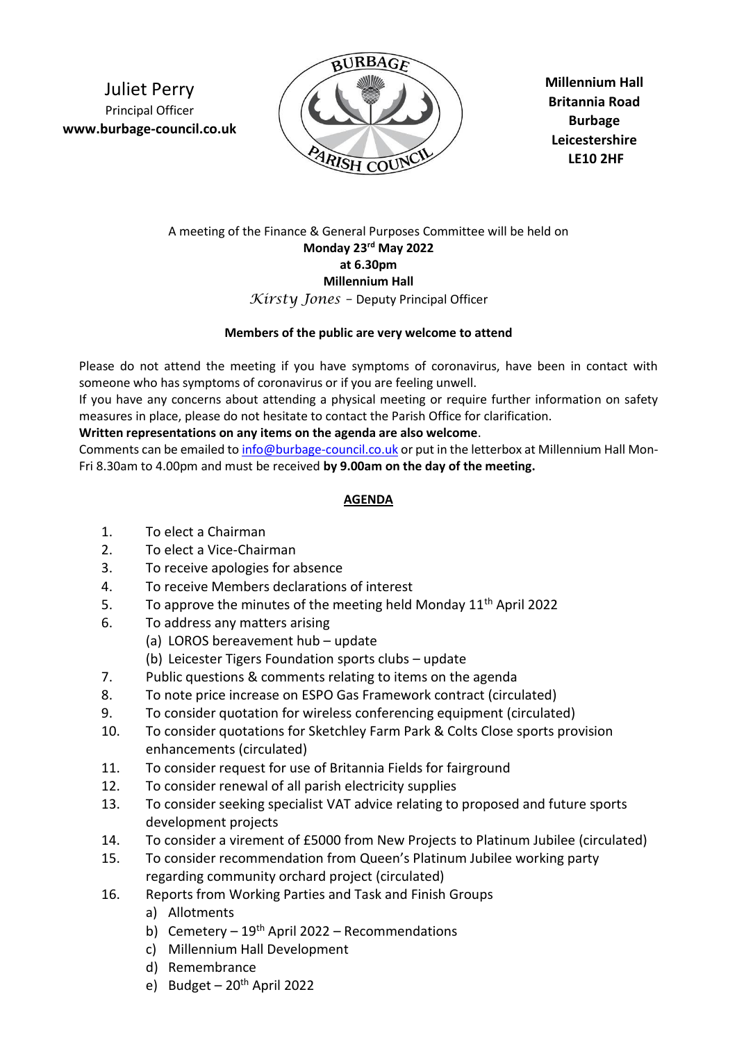Juliet Perry
Principal Officer
**www.burbage-council.co.uk**

**Millennium Hall**
**Britannia Road**
**Burbage**
**Leicestershire**
**LE10 2HF**

A meeting of the Finance & General Purposes Committee will be held on
**Monday 23rd May 2022**
**at 6.30pm**
**Millennium Hall**
*Kirsty Jones* – Deputy Principal Officer

**Members of the public are very welcome to attend**

Please do not attend the meeting if you have symptoms of coronavirus, have been in contact with someone who has symptoms of coronavirus or if you are feeling unwell.

If you have any concerns about attending a physical meeting or require further information on safety measures in place, please do not hesitate to contact the Parish Office for clarification.

**Written representations on any items on the agenda are also welcome**.

Comments can be emailed to info@burbage-council.co.uk or put in the letterbox at Millennium Hall Mon-Fri 8.30am to 4.00pm and must be received **by 9.00am on the day of the meeting.**

## AGENDA

1. To elect a Chairman
2. To elect a Vice-Chairman
3. To receive apologies for absence
4. To receive Members declarations of interest
5. To approve the minutes of the meeting held Monday 11th April 2022
6. To address any matters arising
   (a) LOROS bereavement hub – update
   (b) Leicester Tigers Foundation sports clubs – update
7. Public questions & comments relating to items on the agenda
8. To note price increase on ESPO Gas Framework contract (circulated)
9. To consider quotation for wireless conferencing equipment (circulated)
10. To consider quotations for Sketchley Farm Park & Colts Close sports provision enhancements (circulated)
11. To consider request for use of Britannia Fields for fairground
12. To consider renewal of all parish electricity supplies
13. To consider seeking specialist VAT advice relating to proposed and future sports development projects
14. To consider a virement of £5000 from New Projects to Platinum Jubilee (circulated)
15. To consider recommendation from Queen's Platinum Jubilee working party regarding community orchard project (circulated)
16. Reports from Working Parties and Task and Finish Groups
    a) Allotments
    b) Cemetery – 19th April 2022 – Recommendations
    c) Millennium Hall Development
    d) Remembrance
    e) Budget – 20th April 2022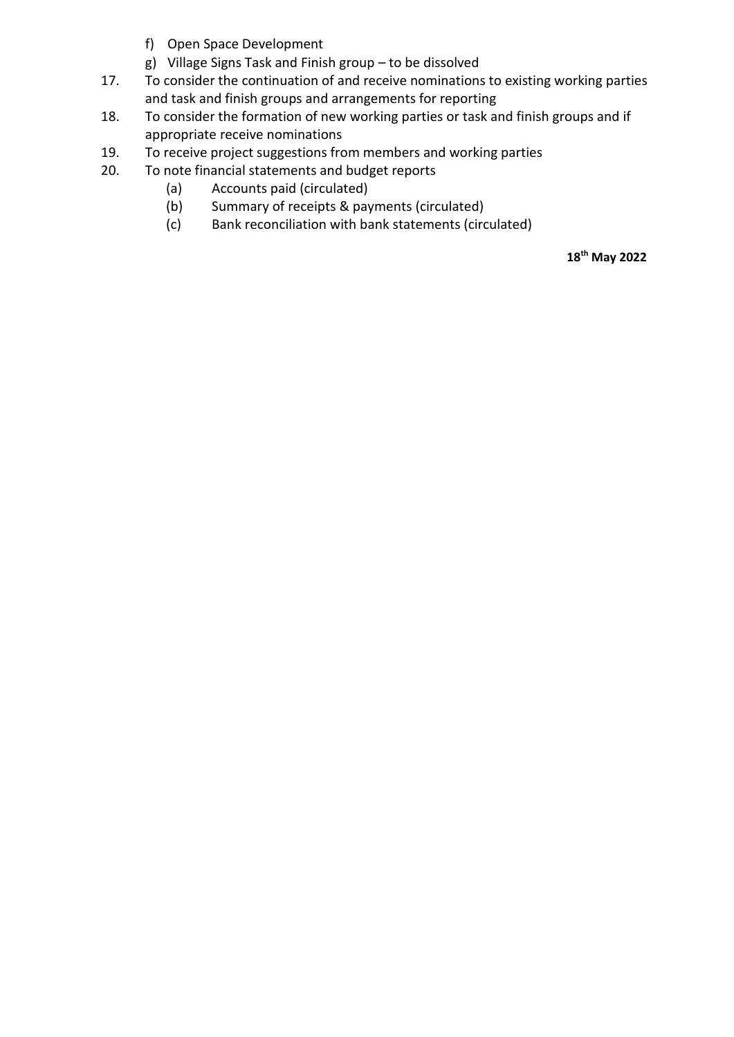f) Open Space Development
g) Village Signs Task and Finish group – to be dissolved

17. To consider the continuation of and receive nominations to existing working parties and task and finish groups and arrangements for reporting
18. To consider the formation of new working parties or task and finish groups and if appropriate receive nominations
19. To receive project suggestions from members and working parties
20. To note financial statements and budget reports
    (a) Accounts paid (circulated)
    (b) Summary of receipts & payments (circulated)
    (c) Bank reconciliation with bank statements (circulated)

**18th May 2022**